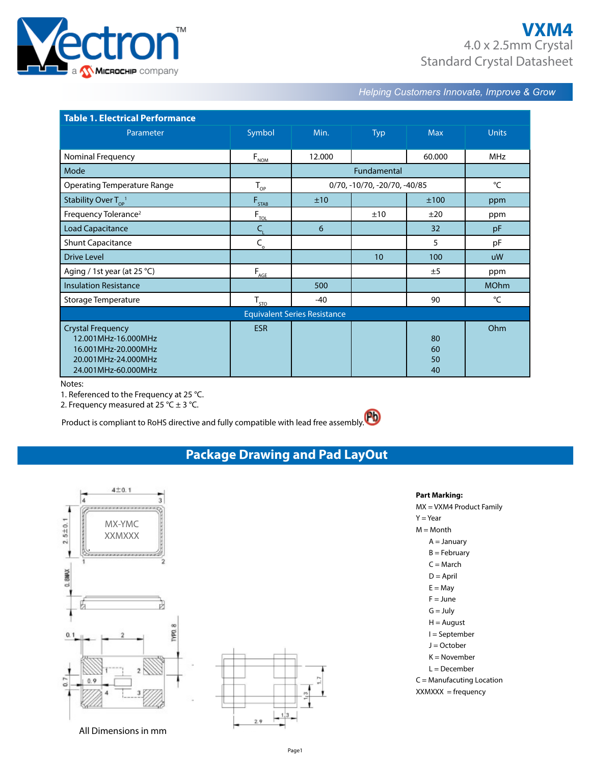# VXM4

4.0 x 2.5mm Crystal
Standard Crystal Datasheet

*Helping Customers Innovate, Improve & Grow*

**Table 1. Electrical Performance**

| Parameter | Symbol | Min. | Typ | Max | Units |
|---|---|---|---|---|---|
| Nominal Frequency | $F_{NOM}$ | 12.000 | | 60.000 | MHz |
| Mode | | Fundamental | | | |
| Operating Temperature Range | $T_{OP}$ | 0/70, -10/70, -20/70, -40/85 | | | °C |
| Stability Over $T_{OP}$ [1] | $F_{STAB}$ | ±10 | | ±100 | ppm |
| Frequency Tolerance[2] | $F_{TOL}$ | | ±10 | ±20 | ppm |
| Load Capacitance | $C_L$ | 6 | | 32 | pF |
| Shunt Capacitance | $C_o$ | | | 5 | pF |
| Drive Level | | | 10 | 100 | uW |
| Aging / 1st year (at 25 °C) | $F_{AGE}$ | | | ±5 | ppm |
| Insulation Resistance | | 500 | | | MOhm |
| Storage Temperature | $T_{STO}$ | -40 | | 90 | °C |
| **Equivalent Series Resistance** | | | | | |
| Crystal Frequency | ESR | | | | Ohm |
| 12.001MHz-16.000MHz | | | | 80 | |
| 16.001MHz-20.000MHz | | | | 60 | |
| 20.001MHz-24.000MHz | | | | 50 | |
| 24.001MHz-60.000MHz | | | | 40 | |

Notes:
1. Referenced to the Frequency at 25 °C.
2. Frequency measured at 25 °C ± 3 °C.

Product is compliant to RoHS directive and fully compatible with lead free assembly.

## Package Drawing and Pad LayOut

All Dimensions in mm

**Part Marking:**

MX = VXM4 Product Family
Y = Year
M = Month
- A = January
- B = February
- C = March
- D = April
- E = May
- F = June
- G = July
- H = August
- I = September
- J = October
- K = November
- L = December

C = Manufacuting Location
XXMXXX = frequency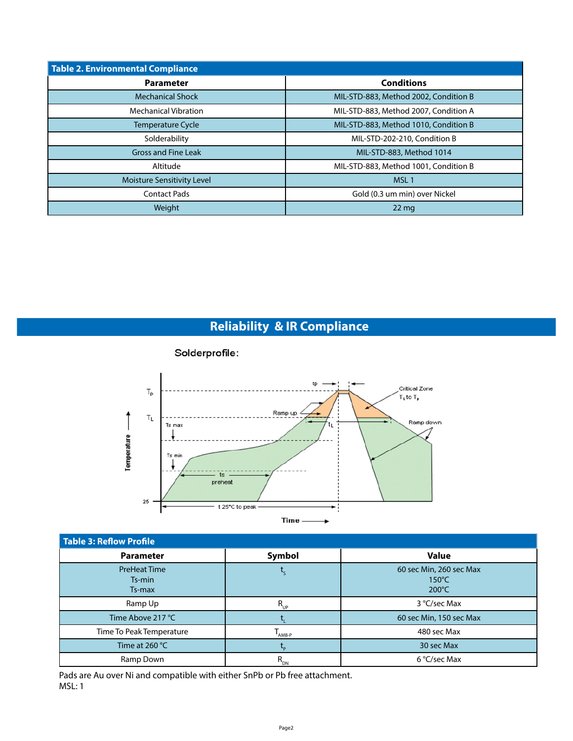| Table 2. Environmental Compliance | |
|---|---|
| **Parameter** | **Conditions** |
| Mechanical Shock | MIL-STD-883, Method 2002, Condition B |
| Mechanical Vibration | MIL-STD-883, Method 2007, Condition A |
| Temperature Cycle | MIL-STD-883, Method 1010, Condition B |
| Solderability | MIL-STD-202-210, Condition B |
| Gross and Fine Leak | MIL-STD-883, Method 1014 |
| Altitude | MIL-STD-883, Method 1001, Condition B |
| Moisture Sensitivity Level | MSL 1 |
| Contact Pads | Gold (0.3 um min) over Nickel |
| Weight | 22 mg |

# Reliability & IR Compliance

Solderprofile:

| Table 3: Reflow Profile | | |
|---|---|---|
| **Parameter** | **Symbol** | **Value** |
| PreHeat Time<br>Ts-min<br>Ts-max | $t_S$ | 60 sec Min, 260 sec Max<br>150°C<br>200°C |
| Ramp Up | $R_{UP}$ | 3 °C/sec Max |
| Time Above 217 °C | $t_L$ | 60 sec Min, 150 sec Max |
| Time To Peak Temperature | $T_{AMB-P}$ | 480 sec Max |
| Time at 260 °C | $t_P$ | 30 sec Max |
| Ramp Down | $R_{DN}$ | 6 °C/sec Max |

Pads are Au over Ni and compatible with either SnPb or Pb free attachment.
MSL: 1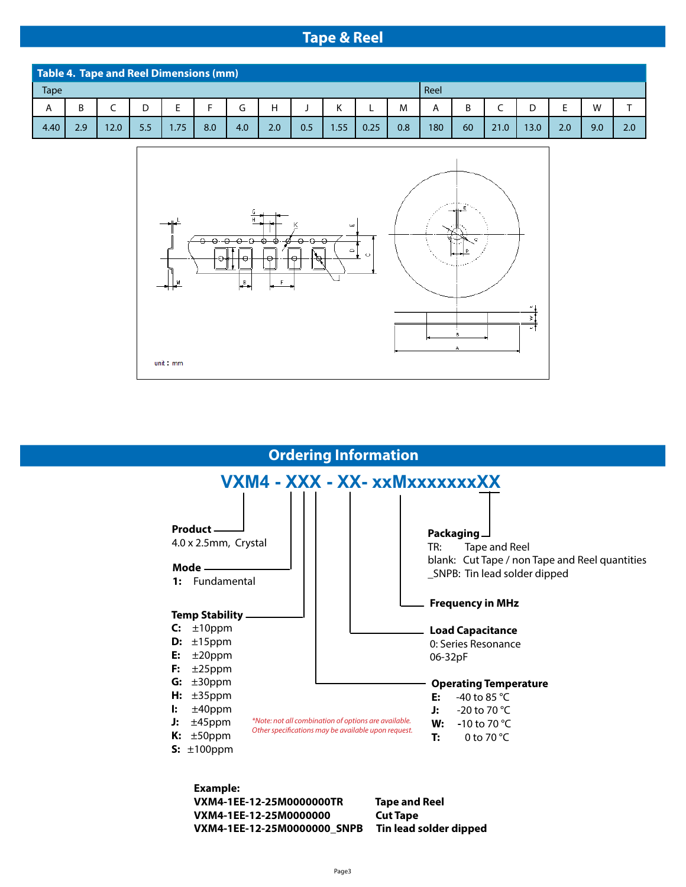## Tape & Reel

**Table 4. Tape and Reel Dimensions (mm)**

| Tape | | | | | | | | | | | | Reel | | | | | | |
|---|---|---|---|---|---|---|---|---|---|---|---|---|---|---|---|---|---|---|
| A | B | C | D | E | F | G | H | J | K | L | M | A | B | C | D | E | W | T |
| 4.40 | 2.9 | 12.0 | 5.5 | 1.75 | 8.0 | 4.0 | 2.0 | 0.5 | 1.55 | 0.25 | 0.8 | 180 | 60 | 21.0 | 13.0 | 2.0 | 9.0 | 2.0 |

unit : mm

## Ordering Information

**VXM4 - XXX - XX- xxMxxxxxxxXX**

**Product**
4.0 x 2.5mm, Crystal

**Mode**
**1:** Fundamental

**Temp Stability**
- **C:** ±10ppm
- **D:** ±15ppm
- **E:** ±20ppm
- **F:** ±25ppm
- **G:** ±30ppm
- **H:** ±35ppm
- **I:** ±40ppm
- **J:** ±45ppm
- **K:** ±50ppm
- **S:** ±100ppm

**Packaging**
- TR: Tape and Reel
- blank: Cut Tape / non Tape and Reel quantities
- _SNPB: Tin lead solder dipped

**Frequency in MHz**

**Load Capacitance**
0: Series Resonance
06-32pF

**Operating Temperature**
- **E:** -40 to 85 °C
- **J:** -20 to 70 °C
- **W:** -10 to 70 °C
- **T:** 0 to 70 °C

*\*Note: not all combination of options are available. Other specifications may be available upon request.*

**Example:**

| | |
|---|---|
| **VXM4-1EE-12-25M0000000TR** | **Tape and Reel** |
| **VXM4-1EE-12-25M0000000** | **Cut Tape** |
| **VXM4-1EE-12-25M0000000_SNPB** | **Tin lead solder dipped** |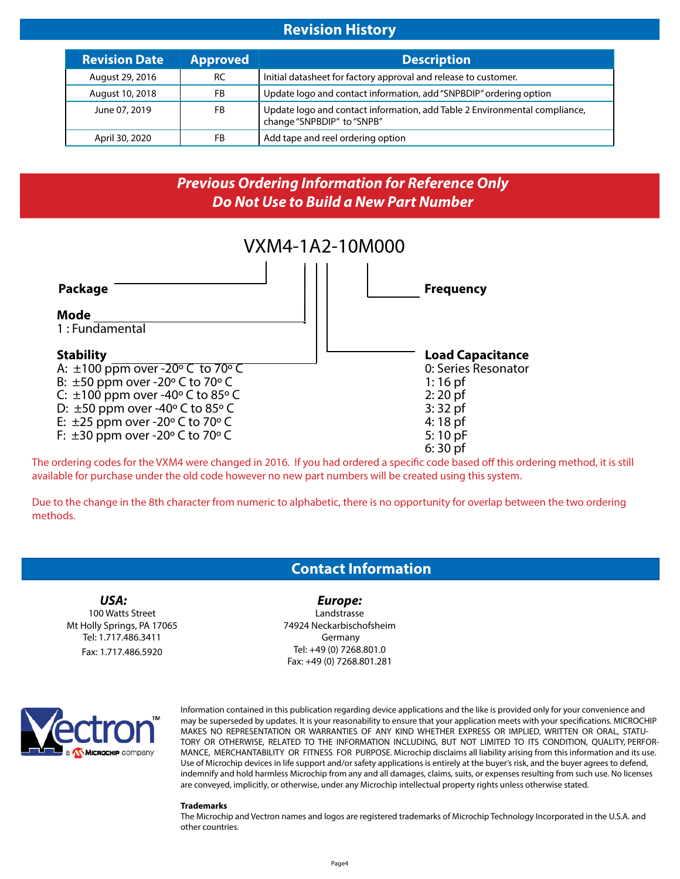## Revision History

| Revision Date | Approved | Description |
|---|---|---|
| August 29, 2016 | RC | Initial datasheet for factory approval and release to customer. |
| August 10, 2018 | FB | Update logo and contact information, add "SNPBDIP" ordering option |
| June 07, 2019 | FB | Update logo and contact information, add Table 2 Environmental compliance, change "SNPBDIP" to "SNPB" |
| April 30, 2020 | FB | Add tape and reel ordering option |

## *Previous Ordering Information for Reference Only*
## *Do Not Use to Build a New Part Number*

VXM4-1A2-10M000

**Package**

**Frequency**

**Mode**
1 : Fundamental

**Stability**
A: ±100 ppm over -20º C to 70º C
B: ±50 ppm over -20º C to 70º C
C: ±100 ppm over -40º C to 85º C
D: ±50 ppm over -40º C to 85º C
E: ±25 ppm over -20º C to 70º C
F: ±30 ppm over -20º C to 70º C

**Load Capacitance**
0: Series Resonator
1: 16 pf
2: 20 pf
3: 32 pf
4: 18 pf
5: 10 pF
6: 30 pf

The ordering codes for the VXM4 were changed in 2016. If you had ordered a specific code based off this ordering method, it is still available for purchase under the old code however no new part numbers will be created using this system.

Due to the change in the 8th character from numeric to alphabetic, there is no opportunity for overlap between the two ordering methods.

## Contact Information

***USA:***
100 Watts Street
Mt Holly Springs, PA 17065
Tel: 1.717.486.3411
Fax: 1.717.486.5920

***Europe:***
Landstrasse
74924 Neckarbischofsheim
Germany
Tel: +49 (0) 7268.801.0
Fax: +49 (0) 7268.801.281

Vectron™ a Microchip company

Information contained in this publication regarding device applications and the like is provided only for your convenience and may be superseded by updates. It is your reasonability to ensure that your application meets with your specifications. MICROCHIP MAKES NO REPRESENTATION OR WARRANTIES OF ANY KIND WHETHER EXPRESS OR IMPLIED, WRITTEN OR ORAL, STATUTORY OR OTHERWISE, RELATED TO THE INFORMATION INCLUDING, BUT NOT LIMITED TO ITS CONDITION, QUALITY, PERFORMANCE, MERCHANTABILITY OR FITNESS FOR PURPOSE. Microchip disclaims all liability arising from this information and its use. Use of Microchip devices in life support and/or safety applications is entirely at the buyer's risk, and the buyer agrees to defend, indemnify and hold harmless Microchip from any and all damages, claims, suits, or expenses resulting from such use. No licenses are conveyed, implicitly, or otherwise, under any Microchip intellectual property rights unless otherwise stated.

**Trademarks**
The Microchip and Vectron names and logos are registered trademarks of Microchip Technology Incorporated in the U.S.A. and other countries.